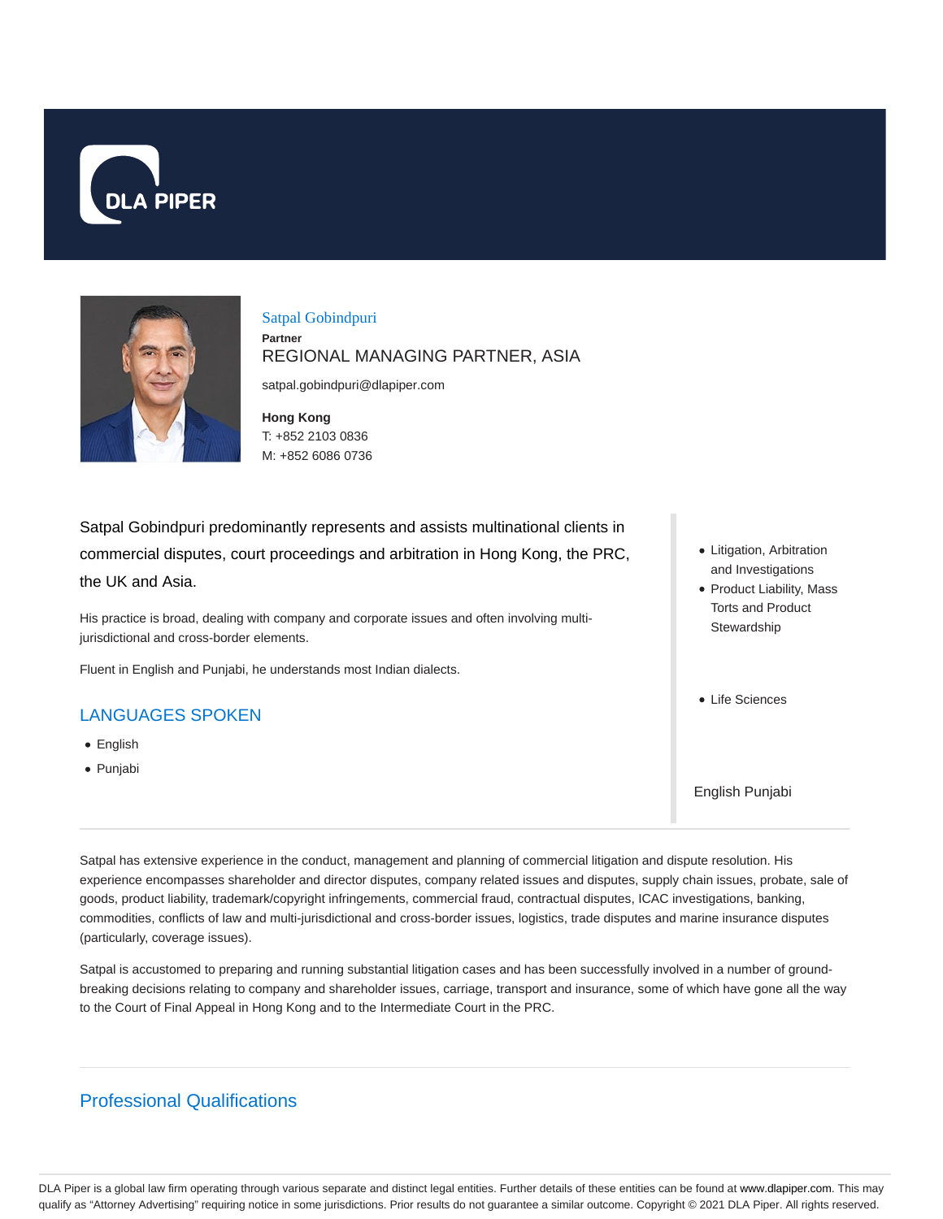DLA PIPER

# Satpal Gobindpuri

**Partner**

REGIONAL MANAGING PARTNER, ASIA

satpal.gobindpuri@dlapiper.com

**Hong Kong**
T: +852 2103 0836
M: +852 6086 0736

Satpal Gobindpuri predominantly represents and assists multinational clients in commercial disputes, court proceedings and arbitration in Hong Kong, the PRC, the UK and Asia.

His practice is broad, dealing with company and corporate issues and often involving multi-jurisdictional and cross-border elements.

Fluent in English and Punjabi, he understands most Indian dialects.

## LANGUAGES SPOKEN

- English
- Punjabi

- Litigation, Arbitration and Investigations
- Product Liability, Mass Torts and Product Stewardship

- Life Sciences

English Punjabi

Satpal has extensive experience in the conduct, management and planning of commercial litigation and dispute resolution. His experience encompasses shareholder and director disputes, company related issues and disputes, supply chain issues, probate, sale of goods, product liability, trademark/copyright infringements, commercial fraud, contractual disputes, ICAC investigations, banking, commodities, conflicts of law and multi-jurisdictional and cross-border issues, logistics, trade disputes and marine insurance disputes (particularly, coverage issues).

Satpal is accustomed to preparing and running substantial litigation cases and has been successfully involved in a number of ground-breaking decisions relating to company and shareholder issues, carriage, transport and insurance, some of which have gone all the way to the Court of Final Appeal in Hong Kong and to the Intermediate Court in the PRC.

## Professional Qualifications

DLA Piper is a global law firm operating through various separate and distinct legal entities. Further details of these entities can be found at www.dlapiper.com. This may qualify as "Attorney Advertising" requiring notice in some jurisdictions. Prior results do not guarantee a similar outcome. Copyright © 2021 DLA Piper. All rights reserved.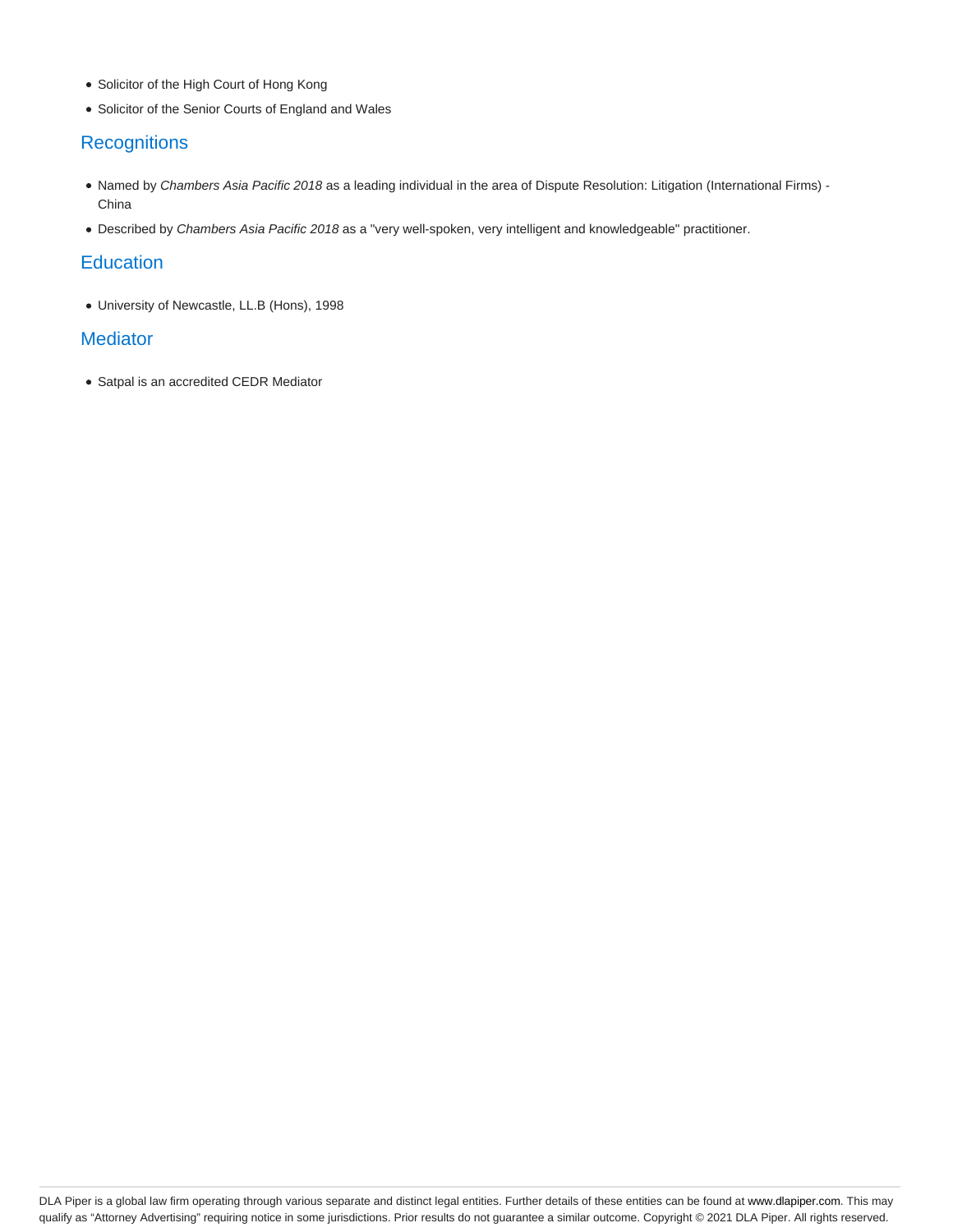- Solicitor of the High Court of Hong Kong
- Solicitor of the Senior Courts of England and Wales

## Recognitions

- Named by *Chambers Asia Pacific 2018* as a leading individual in the area of Dispute Resolution: Litigation (International Firms) - China
- Described by *Chambers Asia Pacific 2018* as a "very well-spoken, very intelligent and knowledgeable" practitioner.

## Education

- University of Newcastle, LL.B (Hons), 1998

## Mediator

- Satpal is an accredited CEDR Mediator